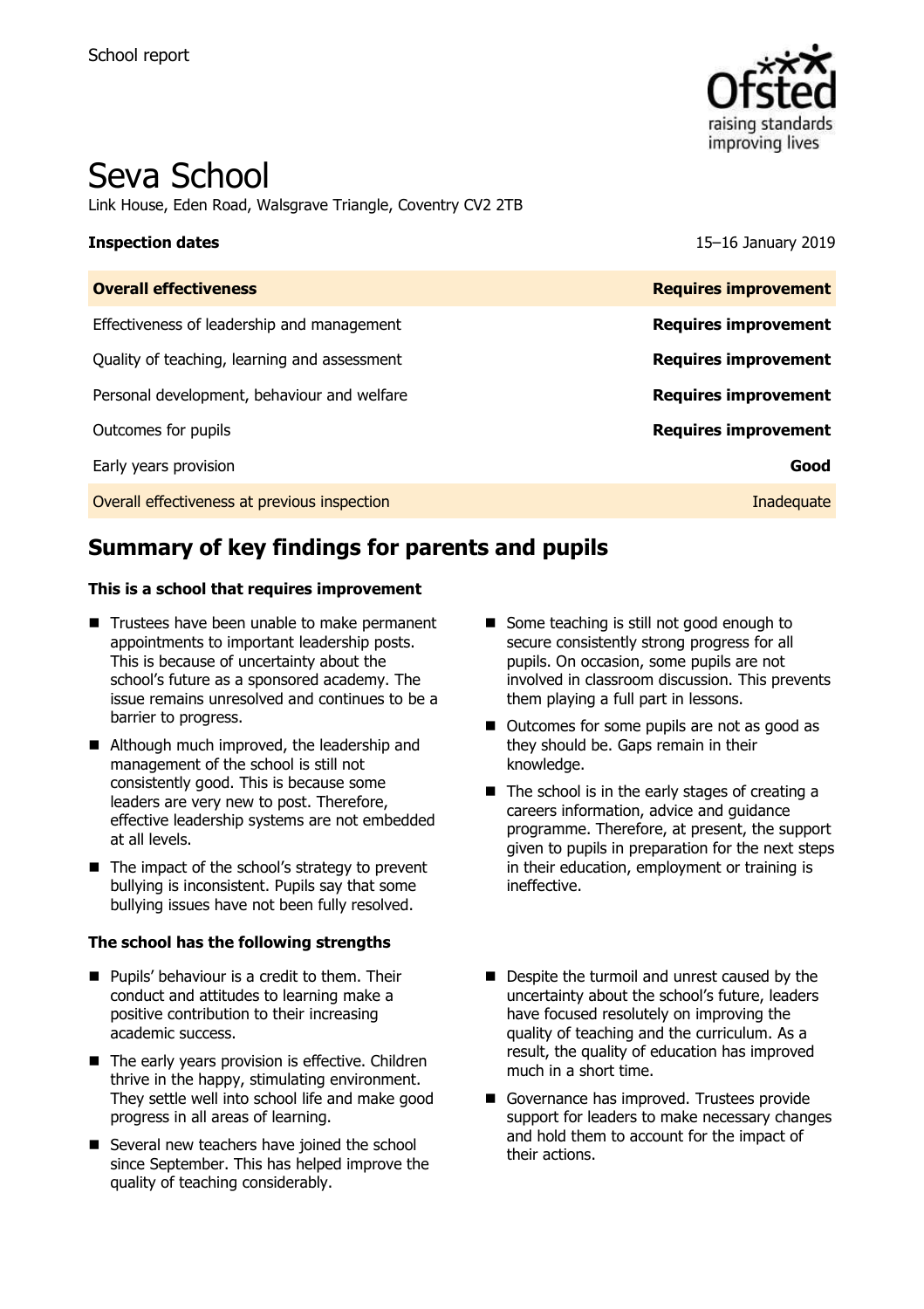School report

# Seva School

Link House, Eden Road, Walsgrave Triangle, Coventry CV2 2TB

**Inspection dates** 15–16 January 2019

| **Overall effectiveness** | **Requires improvement** |
| --- | --- |
| Effectiveness of leadership and management | **Requires improvement** |
| Quality of teaching, learning and assessment | **Requires improvement** |
| Personal development, behaviour and welfare | **Requires improvement** |
| Outcomes for pupils | **Requires improvement** |
| Early years provision | **Good** |
| Overall effectiveness at previous inspection | Inadequate |

## Summary of key findings for parents and pupils

**This is a school that requires improvement**

- Trustees have been unable to make permanent appointments to important leadership posts. This is because of uncertainty about the school's future as a sponsored academy. The issue remains unresolved and continues to be a barrier to progress.
- Although much improved, the leadership and management of the school is still not consistently good. This is because some leaders are very new to post. Therefore, effective leadership systems are not embedded at all levels.
- The impact of the school's strategy to prevent bullying is inconsistent. Pupils say that some bullying issues have not been fully resolved.
- Some teaching is still not good enough to secure consistently strong progress for all pupils. On occasion, some pupils are not involved in classroom discussion. This prevents them playing a full part in lessons.
- Outcomes for some pupils are not as good as they should be. Gaps remain in their knowledge.
- The school is in the early stages of creating a careers information, advice and guidance programme. Therefore, at present, the support given to pupils in preparation for the next steps in their education, employment or training is ineffective.

**The school has the following strengths**

- Pupils' behaviour is a credit to them. Their conduct and attitudes to learning make a positive contribution to their increasing academic success.
- The early years provision is effective. Children thrive in the happy, stimulating environment. They settle well into school life and make good progress in all areas of learning.
- Several new teachers have joined the school since September. This has helped improve the quality of teaching considerably.
- Despite the turmoil and unrest caused by the uncertainty about the school's future, leaders have focused resolutely on improving the quality of teaching and the curriculum. As a result, the quality of education has improved much in a short time.
- Governance has improved. Trustees provide support for leaders to make necessary changes and hold them to account for the impact of their actions.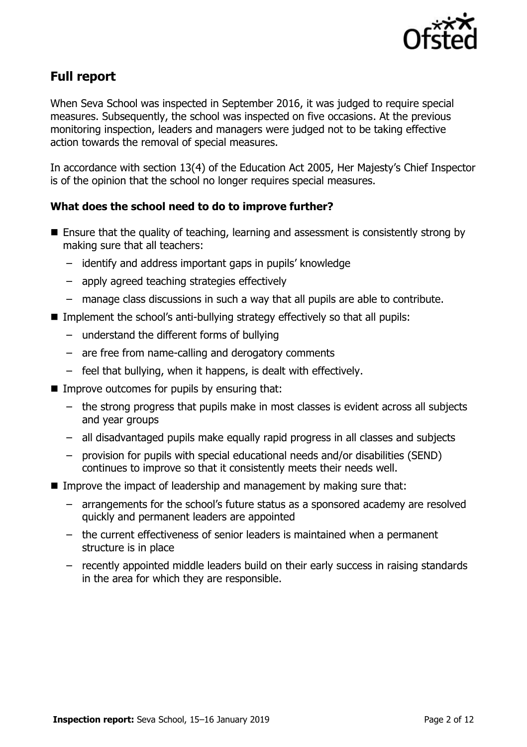## Full report

When Seva School was inspected in September 2016, it was judged to require special measures. Subsequently, the school was inspected on five occasions. At the previous monitoring inspection, leaders and managers were judged not to be taking effective action towards the removal of special measures.

In accordance with section 13(4) of the Education Act 2005, Her Majesty's Chief Inspector is of the opinion that the school no longer requires special measures.

### What does the school need to do to improve further?

- Ensure that the quality of teaching, learning and assessment is consistently strong by making sure that all teachers:
  - identify and address important gaps in pupils' knowledge
  - apply agreed teaching strategies effectively
  - manage class discussions in such a way that all pupils are able to contribute.
- Implement the school's anti-bullying strategy effectively so that all pupils:
  - understand the different forms of bullying
  - are free from name-calling and derogatory comments
  - feel that bullying, when it happens, is dealt with effectively.
- Improve outcomes for pupils by ensuring that:
  - the strong progress that pupils make in most classes is evident across all subjects and year groups
  - all disadvantaged pupils make equally rapid progress in all classes and subjects
  - provision for pupils with special educational needs and/or disabilities (SEND) continues to improve so that it consistently meets their needs well.
- Improve the impact of leadership and management by making sure that:
  - arrangements for the school's future status as a sponsored academy are resolved quickly and permanent leaders are appointed
  - the current effectiveness of senior leaders is maintained when a permanent structure is in place
  - recently appointed middle leaders build on their early success in raising standards in the area for which they are responsible.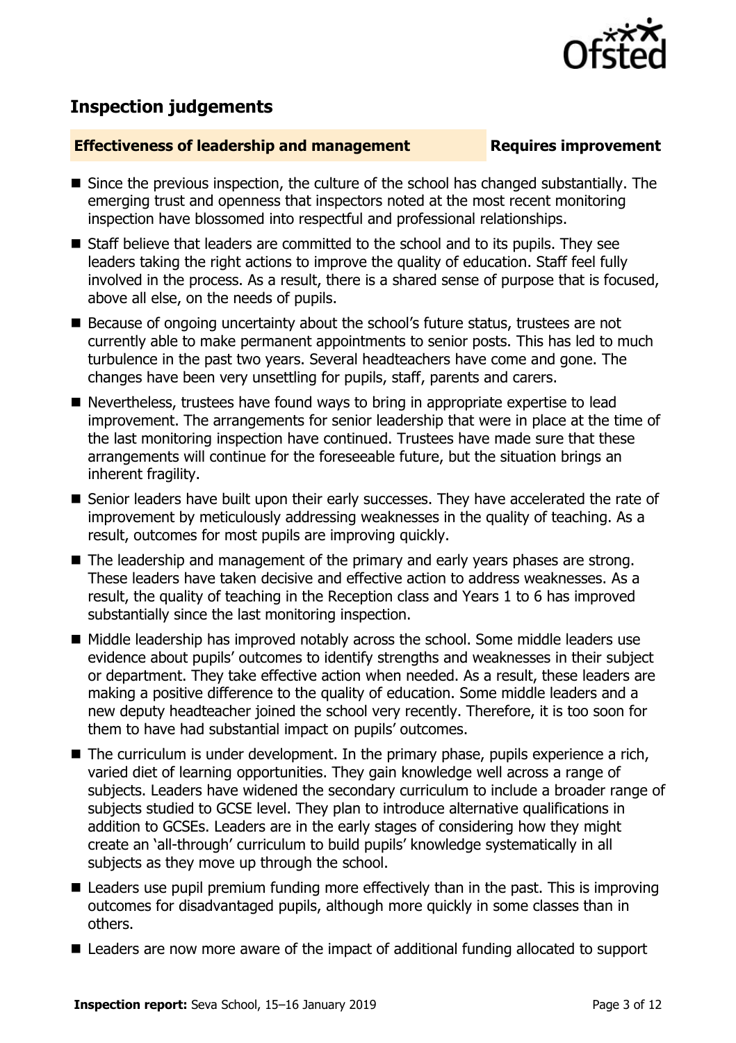## Inspection judgements

**Effectiveness of leadership and management** **Requires improvement**

- Since the previous inspection, the culture of the school has changed substantially. The emerging trust and openness that inspectors noted at the most recent monitoring inspection have blossomed into respectful and professional relationships.
- Staff believe that leaders are committed to the school and to its pupils. They see leaders taking the right actions to improve the quality of education. Staff feel fully involved in the process. As a result, there is a shared sense of purpose that is focused, above all else, on the needs of pupils.
- Because of ongoing uncertainty about the school's future status, trustees are not currently able to make permanent appointments to senior posts. This has led to much turbulence in the past two years. Several headteachers have come and gone. The changes have been very unsettling for pupils, staff, parents and carers.
- Nevertheless, trustees have found ways to bring in appropriate expertise to lead improvement. The arrangements for senior leadership that were in place at the time of the last monitoring inspection have continued. Trustees have made sure that these arrangements will continue for the foreseeable future, but the situation brings an inherent fragility.
- Senior leaders have built upon their early successes. They have accelerated the rate of improvement by meticulously addressing weaknesses in the quality of teaching. As a result, outcomes for most pupils are improving quickly.
- The leadership and management of the primary and early years phases are strong. These leaders have taken decisive and effective action to address weaknesses. As a result, the quality of teaching in the Reception class and Years 1 to 6 has improved substantially since the last monitoring inspection.
- Middle leadership has improved notably across the school. Some middle leaders use evidence about pupils' outcomes to identify strengths and weaknesses in their subject or department. They take effective action when needed. As a result, these leaders are making a positive difference to the quality of education. Some middle leaders and a new deputy headteacher joined the school very recently. Therefore, it is too soon for them to have had substantial impact on pupils' outcomes.
- The curriculum is under development. In the primary phase, pupils experience a rich, varied diet of learning opportunities. They gain knowledge well across a range of subjects. Leaders have widened the secondary curriculum to include a broader range of subjects studied to GCSE level. They plan to introduce alternative qualifications in addition to GCSEs. Leaders are in the early stages of considering how they might create an 'all-through' curriculum to build pupils' knowledge systematically in all subjects as they move up through the school.
- Leaders use pupil premium funding more effectively than in the past. This is improving outcomes for disadvantaged pupils, although more quickly in some classes than in others.
- Leaders are now more aware of the impact of additional funding allocated to support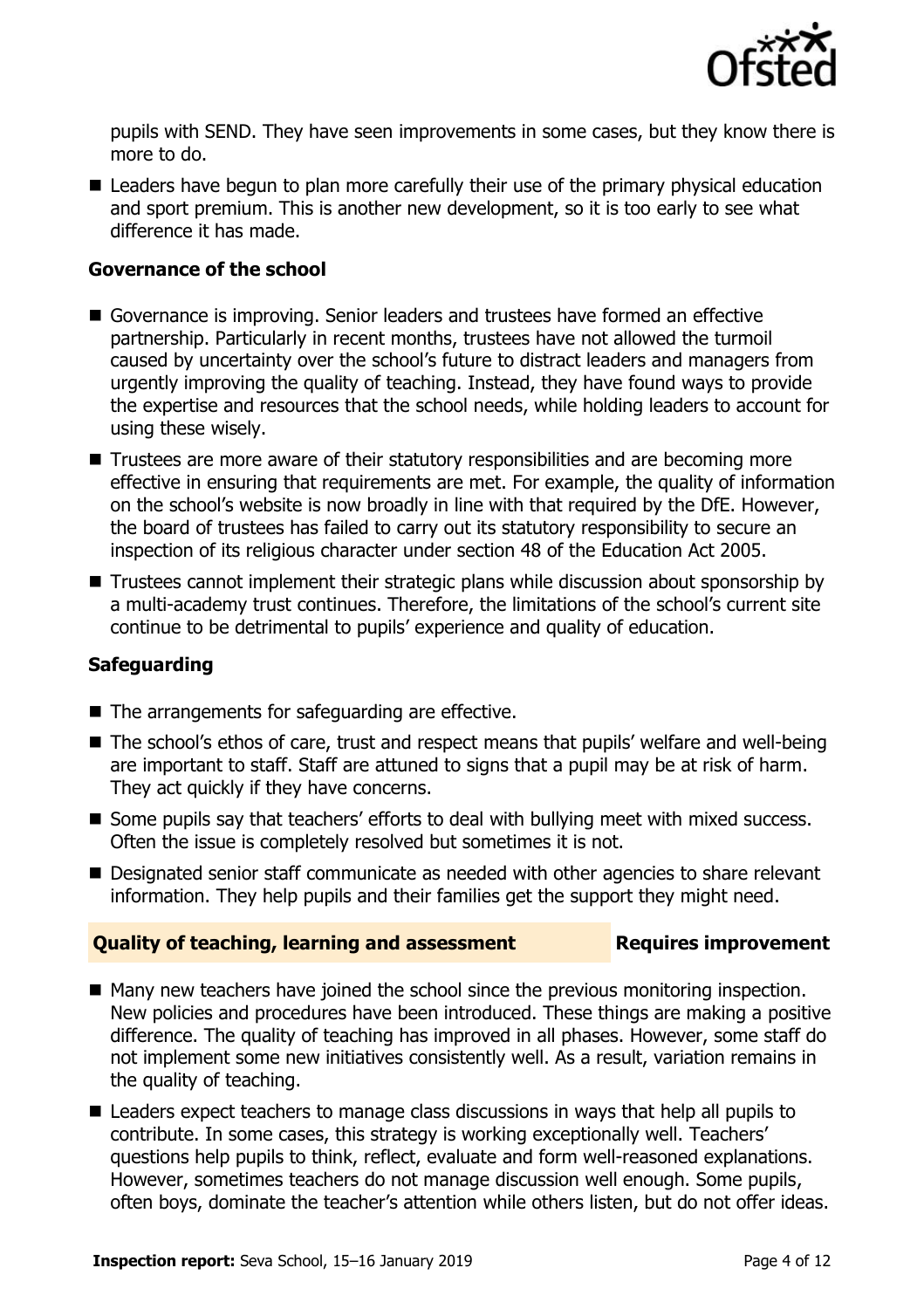pupils with SEND. They have seen improvements in some cases, but they know there is more to do.

- Leaders have begun to plan more carefully their use of the primary physical education and sport premium. This is another new development, so it is too early to see what difference it has made.

### Governance of the school

- Governance is improving. Senior leaders and trustees have formed an effective partnership. Particularly in recent months, trustees have not allowed the turmoil caused by uncertainty over the school's future to distract leaders and managers from urgently improving the quality of teaching. Instead, they have found ways to provide the expertise and resources that the school needs, while holding leaders to account for using these wisely.
- Trustees are more aware of their statutory responsibilities and are becoming more effective in ensuring that requirements are met. For example, the quality of information on the school's website is now broadly in line with that required by the DfE. However, the board of trustees has failed to carry out its statutory responsibility to secure an inspection of its religious character under section 48 of the Education Act 2005.
- Trustees cannot implement their strategic plans while discussion about sponsorship by a multi-academy trust continues. Therefore, the limitations of the school's current site continue to be detrimental to pupils' experience and quality of education.

### Safeguarding

- The arrangements for safeguarding are effective.
- The school's ethos of care, trust and respect means that pupils' welfare and well-being are important to staff. Staff are attuned to signs that a pupil may be at risk of harm. They act quickly if they have concerns.
- Some pupils say that teachers' efforts to deal with bullying meet with mixed success. Often the issue is completely resolved but sometimes it is not.
- Designated senior staff communicate as needed with other agencies to share relevant information. They help pupils and their families get the support they might need.

## Quality of teaching, learning and assessment — Requires improvement

- Many new teachers have joined the school since the previous monitoring inspection. New policies and procedures have been introduced. These things are making a positive difference. The quality of teaching has improved in all phases. However, some staff do not implement some new initiatives consistently well. As a result, variation remains in the quality of teaching.
- Leaders expect teachers to manage class discussions in ways that help all pupils to contribute. In some cases, this strategy is working exceptionally well. Teachers' questions help pupils to think, reflect, evaluate and form well-reasoned explanations. However, sometimes teachers do not manage discussion well enough. Some pupils, often boys, dominate the teacher's attention while others listen, but do not offer ideas.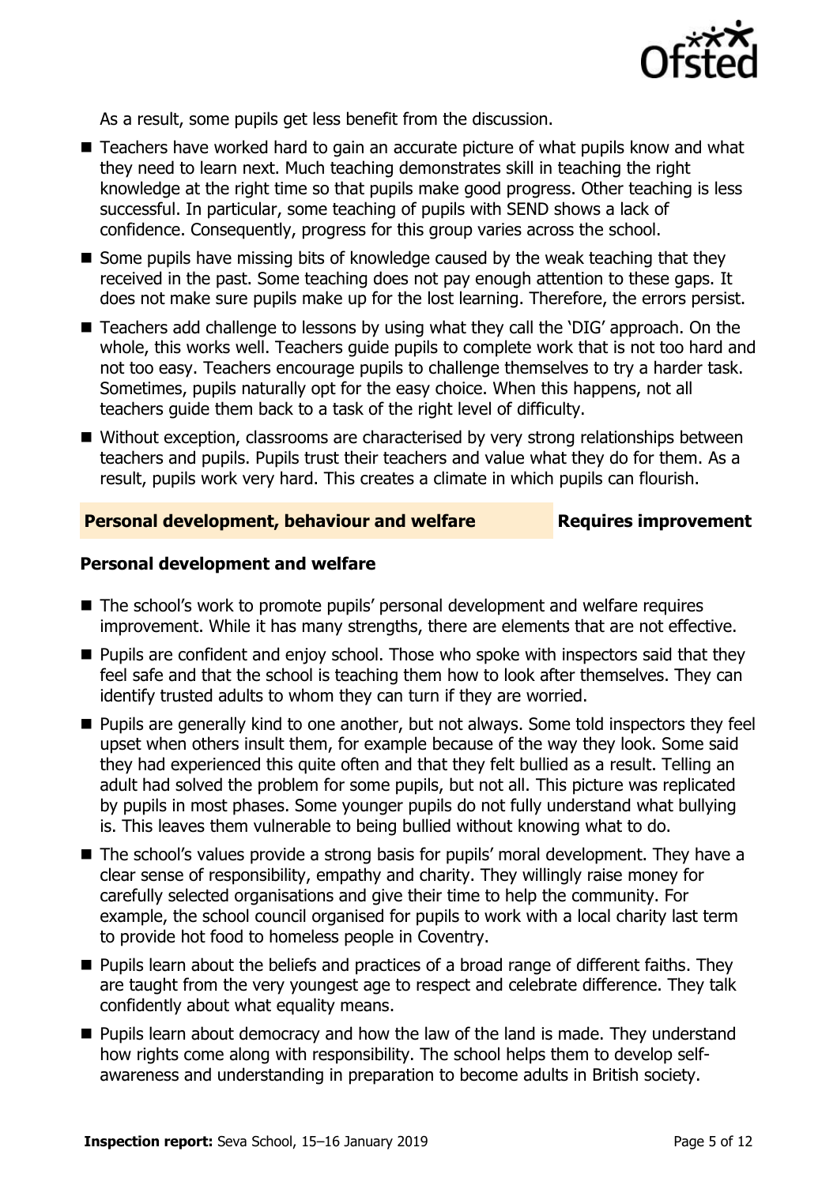As a result, some pupils get less benefit from the discussion.

- Teachers have worked hard to gain an accurate picture of what pupils know and what they need to learn next. Much teaching demonstrates skill in teaching the right knowledge at the right time so that pupils make good progress. Other teaching is less successful. In particular, some teaching of pupils with SEND shows a lack of confidence. Consequently, progress for this group varies across the school.
- Some pupils have missing bits of knowledge caused by the weak teaching that they received in the past. Some teaching does not pay enough attention to these gaps. It does not make sure pupils make up for the lost learning. Therefore, the errors persist.
- Teachers add challenge to lessons by using what they call the 'DIG' approach. On the whole, this works well. Teachers guide pupils to complete work that is not too hard and not too easy. Teachers encourage pupils to challenge themselves to try a harder task. Sometimes, pupils naturally opt for the easy choice. When this happens, not all teachers guide them back to a task of the right level of difficulty.
- Without exception, classrooms are characterised by very strong relationships between teachers and pupils. Pupils trust their teachers and value what they do for them. As a result, pupils work very hard. This creates a climate in which pupils can flourish.

## Personal development, behaviour and welfare — Requires improvement

### Personal development and welfare

- The school's work to promote pupils' personal development and welfare requires improvement. While it has many strengths, there are elements that are not effective.
- Pupils are confident and enjoy school. Those who spoke with inspectors said that they feel safe and that the school is teaching them how to look after themselves. They can identify trusted adults to whom they can turn if they are worried.
- Pupils are generally kind to one another, but not always. Some told inspectors they feel upset when others insult them, for example because of the way they look. Some said they had experienced this quite often and that they felt bullied as a result. Telling an adult had solved the problem for some pupils, but not all. This picture was replicated by pupils in most phases. Some younger pupils do not fully understand what bullying is. This leaves them vulnerable to being bullied without knowing what to do.
- The school's values provide a strong basis for pupils' moral development. They have a clear sense of responsibility, empathy and charity. They willingly raise money for carefully selected organisations and give their time to help the community. For example, the school council organised for pupils to work with a local charity last term to provide hot food to homeless people in Coventry.
- Pupils learn about the beliefs and practices of a broad range of different faiths. They are taught from the very youngest age to respect and celebrate difference. They talk confidently about what equality means.
- Pupils learn about democracy and how the law of the land is made. They understand how rights come along with responsibility. The school helps them to develop self-awareness and understanding in preparation to become adults in British society.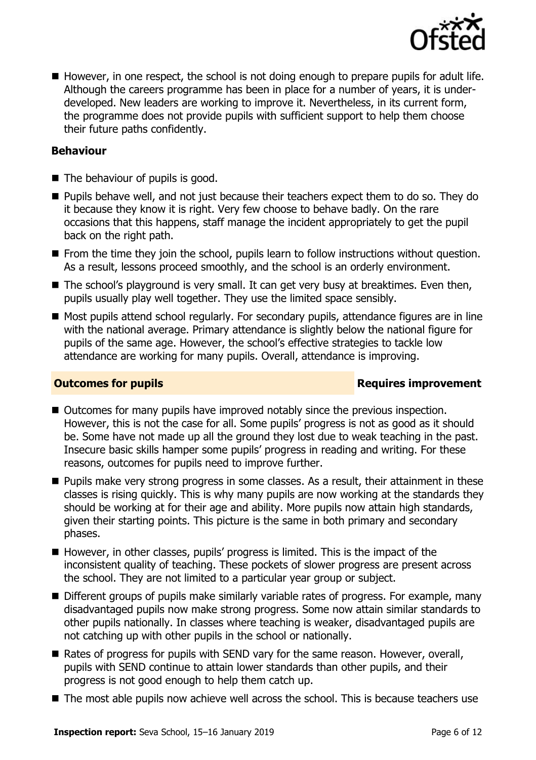- However, in one respect, the school is not doing enough to prepare pupils for adult life. Although the careers programme has been in place for a number of years, it is under-developed. New leaders are working to improve it. Nevertheless, in its current form, the programme does not provide pupils with sufficient support to help them choose their future paths confidently.

**Behaviour**

- The behaviour of pupils is good.
- Pupils behave well, and not just because their teachers expect them to do so. They do it because they know it is right. Very few choose to behave badly. On the rare occasions that this happens, staff manage the incident appropriately to get the pupil back on the right path.
- From the time they join the school, pupils learn to follow instructions without question. As a result, lessons proceed smoothly, and the school is an orderly environment.
- The school's playground is very small. It can get very busy at breaktimes. Even then, pupils usually play well together. They use the limited space sensibly.
- Most pupils attend school regularly. For secondary pupils, attendance figures are in line with the national average. Primary attendance is slightly below the national figure for pupils of the same age. However, the school's effective strategies to tackle low attendance are working for many pupils. Overall, attendance is improving.

## Outcomes for pupils — Requires improvement

- Outcomes for many pupils have improved notably since the previous inspection. However, this is not the case for all. Some pupils' progress is not as good as it should be. Some have not made up all the ground they lost due to weak teaching in the past. Insecure basic skills hamper some pupils' progress in reading and writing. For these reasons, outcomes for pupils need to improve further.
- Pupils make very strong progress in some classes. As a result, their attainment in these classes is rising quickly. This is why many pupils are now working at the standards they should be working at for their age and ability. More pupils now attain high standards, given their starting points. This picture is the same in both primary and secondary phases.
- However, in other classes, pupils' progress is limited. This is the impact of the inconsistent quality of teaching. These pockets of slower progress are present across the school. They are not limited to a particular year group or subject.
- Different groups of pupils make similarly variable rates of progress. For example, many disadvantaged pupils now make strong progress. Some now attain similar standards to other pupils nationally. In classes where teaching is weaker, disadvantaged pupils are not catching up with other pupils in the school or nationally.
- Rates of progress for pupils with SEND vary for the same reason. However, overall, pupils with SEND continue to attain lower standards than other pupils, and their progress is not good enough to help them catch up.
- The most able pupils now achieve well across the school. This is because teachers use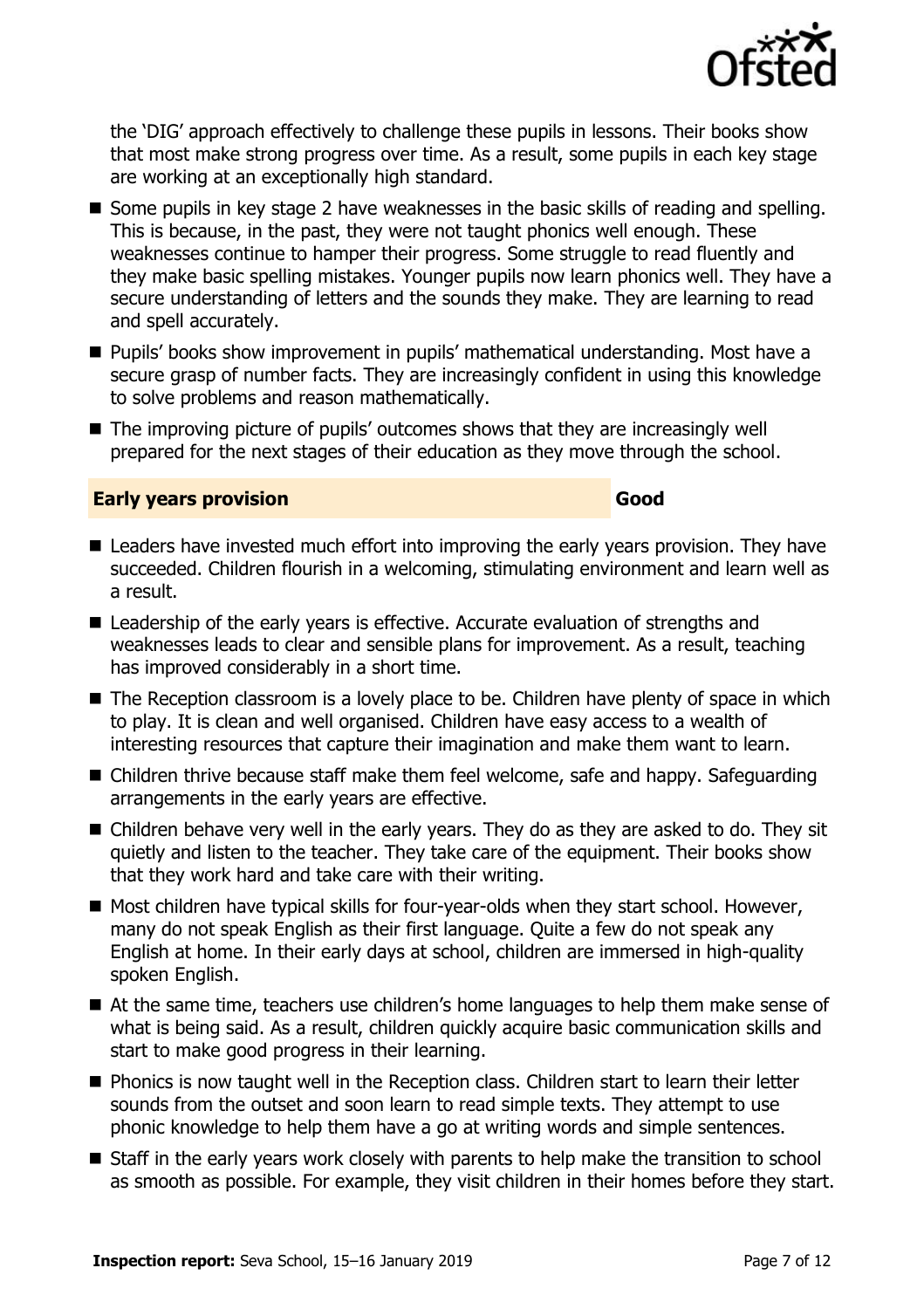the 'DIG' approach effectively to challenge these pupils in lessons. Their books show that most make strong progress over time. As a result, some pupils in each key stage are working at an exceptionally high standard.

- Some pupils in key stage 2 have weaknesses in the basic skills of reading and spelling. This is because, in the past, they were not taught phonics well enough. These weaknesses continue to hamper their progress. Some struggle to read fluently and they make basic spelling mistakes. Younger pupils now learn phonics well. They have a secure understanding of letters and the sounds they make. They are learning to read and spell accurately.
- Pupils' books show improvement in pupils' mathematical understanding. Most have a secure grasp of number facts. They are increasingly confident in using this knowledge to solve problems and reason mathematically.
- The improving picture of pupils' outcomes shows that they are increasingly well prepared for the next stages of their education as they move through the school.

## Early years provision — Good

- Leaders have invested much effort into improving the early years provision. They have succeeded. Children flourish in a welcoming, stimulating environment and learn well as a result.
- Leadership of the early years is effective. Accurate evaluation of strengths and weaknesses leads to clear and sensible plans for improvement. As a result, teaching has improved considerably in a short time.
- The Reception classroom is a lovely place to be. Children have plenty of space in which to play. It is clean and well organised. Children have easy access to a wealth of interesting resources that capture their imagination and make them want to learn.
- Children thrive because staff make them feel welcome, safe and happy. Safeguarding arrangements in the early years are effective.
- Children behave very well in the early years. They do as they are asked to do. They sit quietly and listen to the teacher. They take care of the equipment. Their books show that they work hard and take care with their writing.
- Most children have typical skills for four-year-olds when they start school. However, many do not speak English as their first language. Quite a few do not speak any English at home. In their early days at school, children are immersed in high-quality spoken English.
- At the same time, teachers use children's home languages to help them make sense of what is being said. As a result, children quickly acquire basic communication skills and start to make good progress in their learning.
- Phonics is now taught well in the Reception class. Children start to learn their letter sounds from the outset and soon learn to read simple texts. They attempt to use phonic knowledge to help them have a go at writing words and simple sentences.
- Staff in the early years work closely with parents to help make the transition to school as smooth as possible. For example, they visit children in their homes before they start.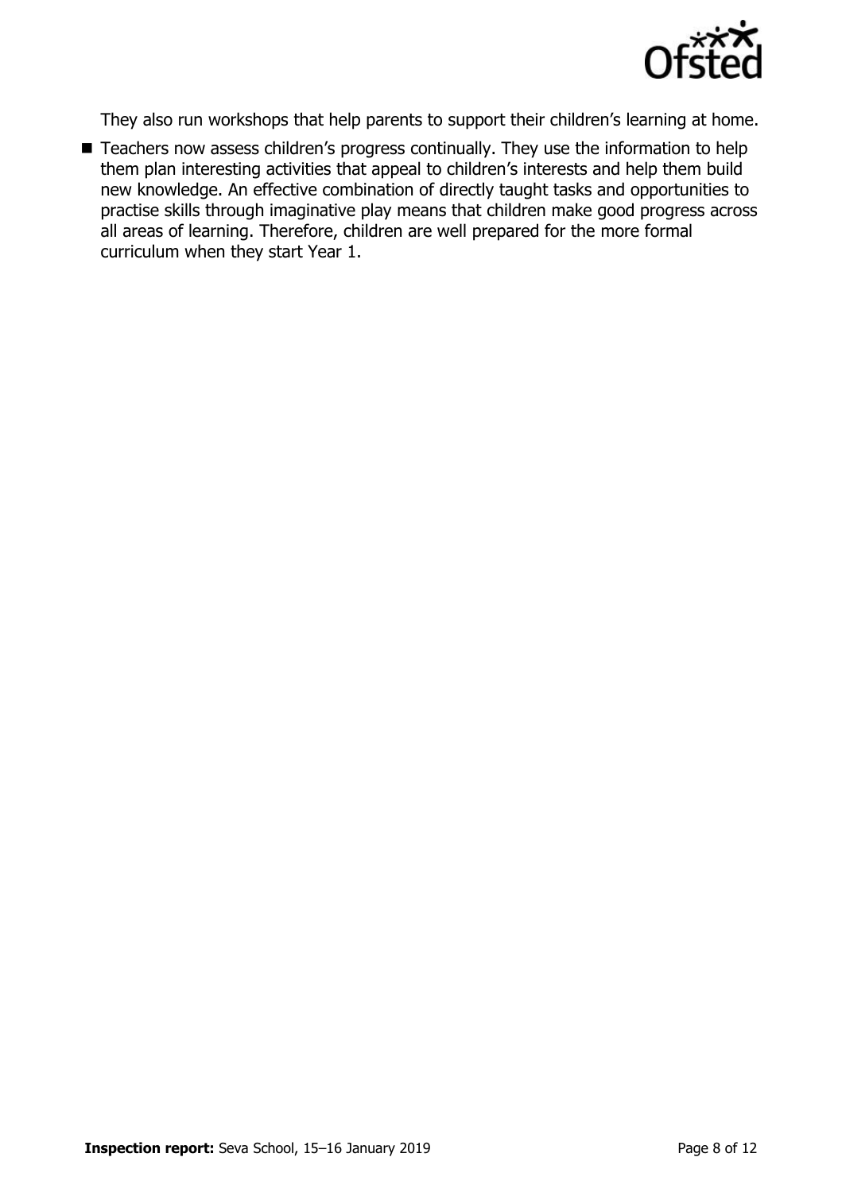They also run workshops that help parents to support their children's learning at home.

- Teachers now assess children's progress continually. They use the information to help them plan interesting activities that appeal to children's interests and help them build new knowledge. An effective combination of directly taught tasks and opportunities to practise skills through imaginative play means that children make good progress across all areas of learning. Therefore, children are well prepared for the more formal curriculum when they start Year 1.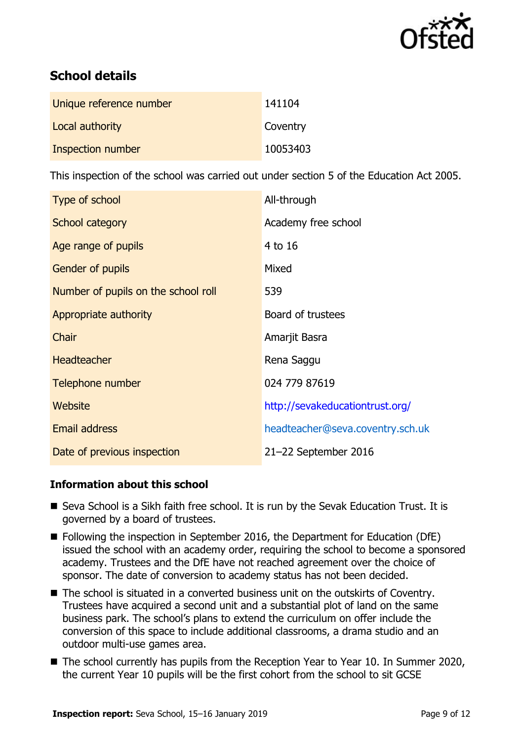## School details

| | |
|---|---|
| Unique reference number | 141104 |
| Local authority | Coventry |
| Inspection number | 10053403 |

This inspection of the school was carried out under section 5 of the Education Act 2005.

| | |
|---|---|
| Type of school | All-through |
| School category | Academy free school |
| Age range of pupils | 4 to 16 |
| Gender of pupils | Mixed |
| Number of pupils on the school roll | 539 |
| Appropriate authority | Board of trustees |
| Chair | Amarjit Basra |
| Headteacher | Rena Saggu |
| Telephone number | 024 779 87619 |
| Website | http://sevakeducationtrust.org/ |
| Email address | headteacher@seva.coventry.sch.uk |
| Date of previous inspection | 21–22 September 2016 |

### Information about this school

- Seva School is a Sikh faith free school. It is run by the Sevak Education Trust. It is governed by a board of trustees.
- Following the inspection in September 2016, the Department for Education (DfE) issued the school with an academy order, requiring the school to become a sponsored academy. Trustees and the DfE have not reached agreement over the choice of sponsor. The date of conversion to academy status has not been decided.
- The school is situated in a converted business unit on the outskirts of Coventry. Trustees have acquired a second unit and a substantial plot of land on the same business park. The school's plans to extend the curriculum on offer include the conversion of this space to include additional classrooms, a drama studio and an outdoor multi-use games area.
- The school currently has pupils from the Reception Year to Year 10. In Summer 2020, the current Year 10 pupils will be the first cohort from the school to sit GCSE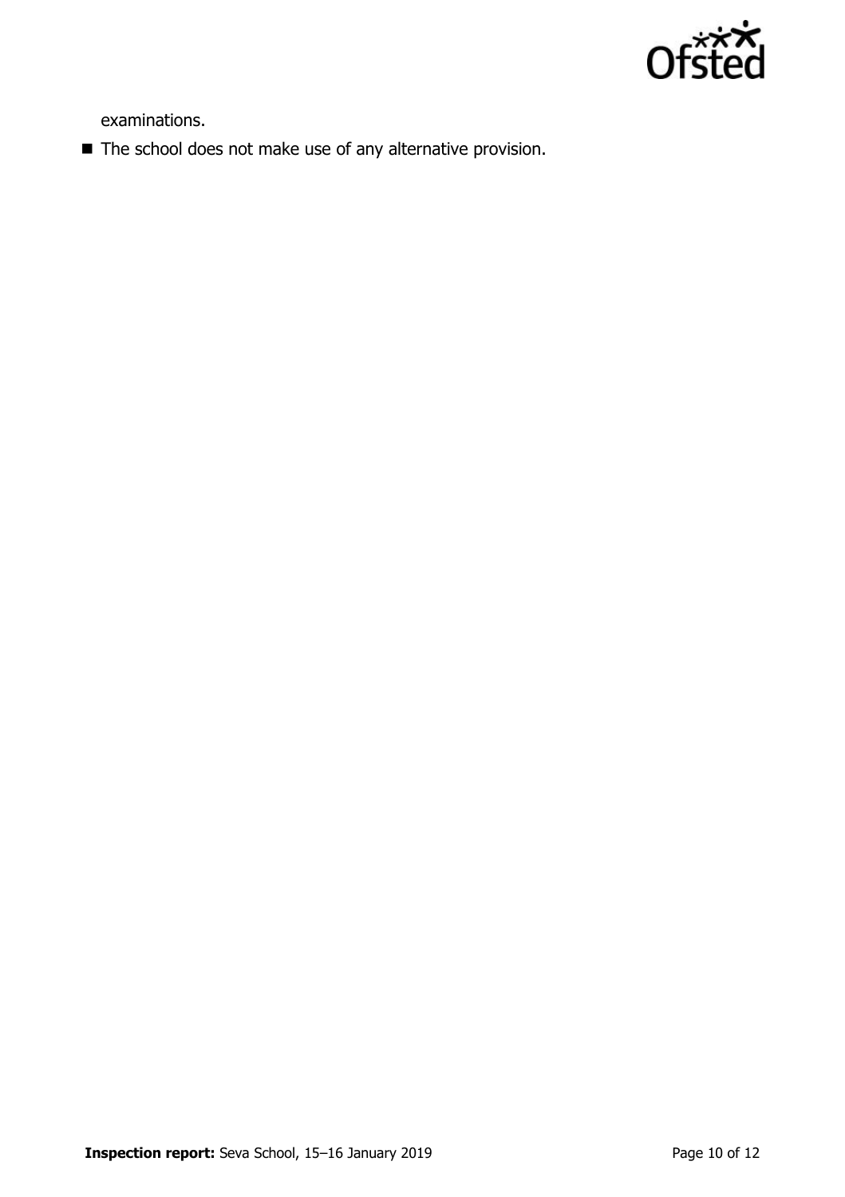examinations.

- The school does not make use of any alternative provision.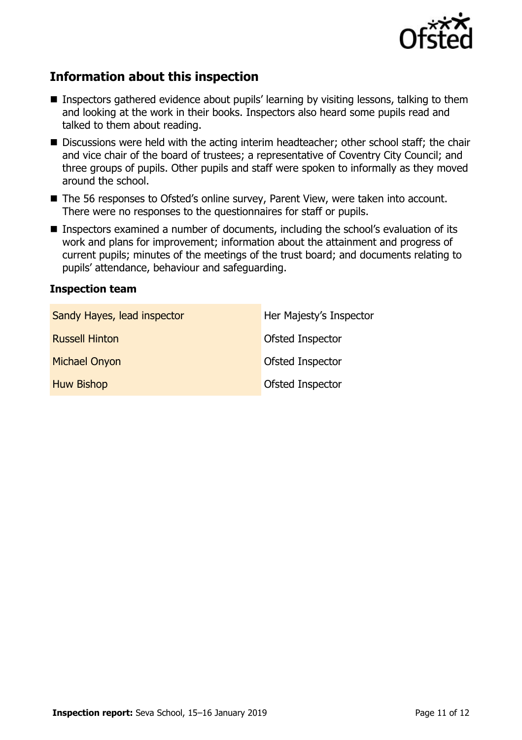## Information about this inspection

- Inspectors gathered evidence about pupils' learning by visiting lessons, talking to them and looking at the work in their books. Inspectors also heard some pupils read and talked to them about reading.
- Discussions were held with the acting interim headteacher; other school staff; the chair and vice chair of the board of trustees; a representative of Coventry City Council; and three groups of pupils. Other pupils and staff were spoken to informally as they moved around the school.
- The 56 responses to Ofsted's online survey, Parent View, were taken into account. There were no responses to the questionnaires for staff or pupils.
- Inspectors examined a number of documents, including the school's evaluation of its work and plans for improvement; information about the attainment and progress of current pupils; minutes of the meetings of the trust board; and documents relating to pupils' attendance, behaviour and safeguarding.

### Inspection team

| | |
|---|---|
| Sandy Hayes, lead inspector | Her Majesty's Inspector |
| Russell Hinton | Ofsted Inspector |
| Michael Onyon | Ofsted Inspector |
| Huw Bishop | Ofsted Inspector |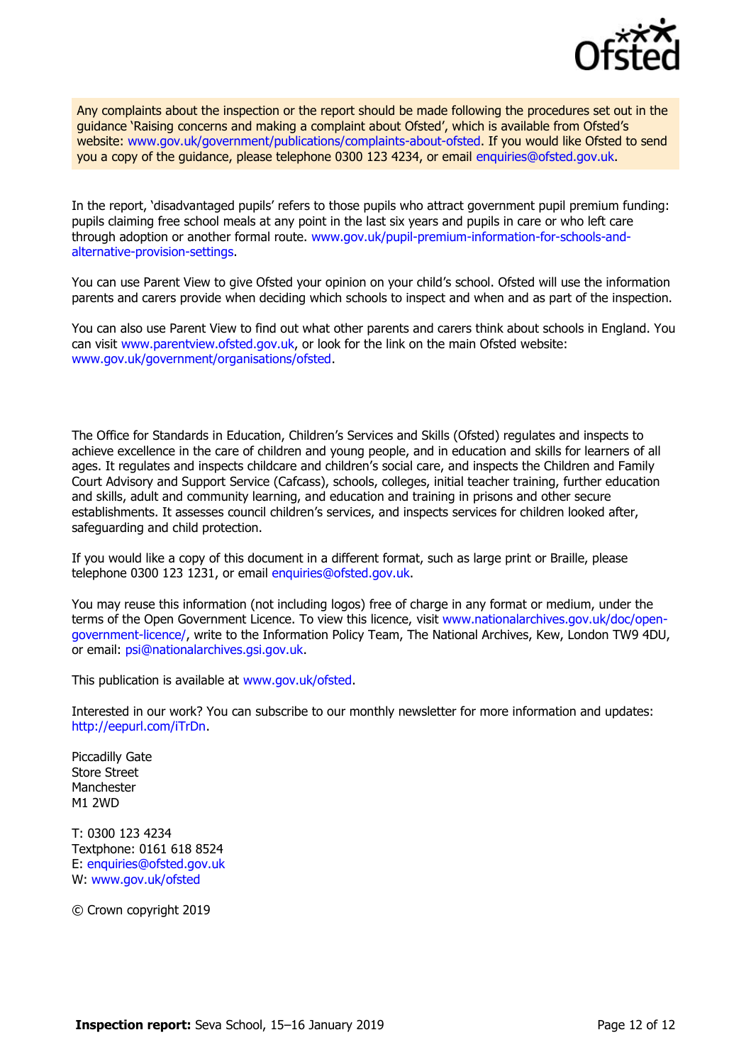Any complaints about the inspection or the report should be made following the procedures set out in the guidance 'Raising concerns and making a complaint about Ofsted', which is available from Ofsted's website: www.gov.uk/government/publications/complaints-about-ofsted. If you would like Ofsted to send you a copy of the guidance, please telephone 0300 123 4234, or email enquiries@ofsted.gov.uk.

In the report, 'disadvantaged pupils' refers to those pupils who attract government pupil premium funding: pupils claiming free school meals at any point in the last six years and pupils in care or who left care through adoption or another formal route. www.gov.uk/pupil-premium-information-for-schools-and-alternative-provision-settings.

You can use Parent View to give Ofsted your opinion on your child's school. Ofsted will use the information parents and carers provide when deciding which schools to inspect and when and as part of the inspection.

You can also use Parent View to find out what other parents and carers think about schools in England. You can visit www.parentview.ofsted.gov.uk, or look for the link on the main Ofsted website: www.gov.uk/government/organisations/ofsted.

The Office for Standards in Education, Children's Services and Skills (Ofsted) regulates and inspects to achieve excellence in the care of children and young people, and in education and skills for learners of all ages. It regulates and inspects childcare and children's social care, and inspects the Children and Family Court Advisory and Support Service (Cafcass), schools, colleges, initial teacher training, further education and skills, adult and community learning, and education and training in prisons and other secure establishments. It assesses council children's services, and inspects services for children looked after, safeguarding and child protection.

If you would like a copy of this document in a different format, such as large print or Braille, please telephone 0300 123 1231, or email enquiries@ofsted.gov.uk.

You may reuse this information (not including logos) free of charge in any format or medium, under the terms of the Open Government Licence. To view this licence, visit www.nationalarchives.gov.uk/doc/open-government-licence/, write to the Information Policy Team, The National Archives, Kew, London TW9 4DU, or email: psi@nationalarchives.gsi.gov.uk.

This publication is available at www.gov.uk/ofsted.

Interested in our work? You can subscribe to our monthly newsletter for more information and updates: http://eepurl.com/iTrDn.

Piccadilly Gate
Store Street
Manchester
M1 2WD

T: 0300 123 4234
Textphone: 0161 618 8524
E: enquiries@ofsted.gov.uk
W: www.gov.uk/ofsted

© Crown copyright 2019